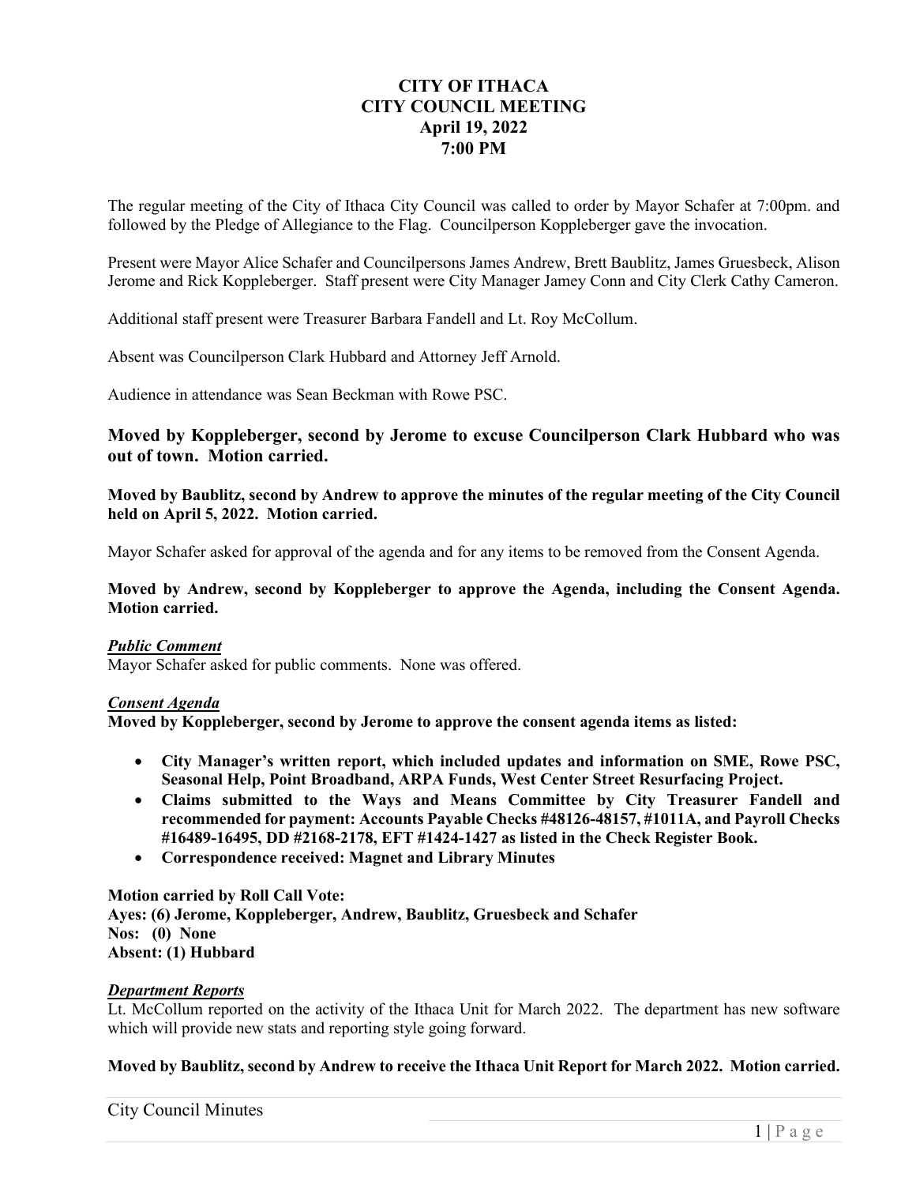# CITY OF ITHACA
# CITY COUNCIL MEETING
## April 19, 2022
## 7:00 PM

The regular meeting of the City of Ithaca City Council was called to order by Mayor Schafer at 7:00pm. and followed by the Pledge of Allegiance to the Flag. Councilperson Koppleberger gave the invocation.

Present were Mayor Alice Schafer and Councilpersons James Andrew, Brett Baublitz, James Gruesbeck, Alison Jerome and Rick Koppleberger. Staff present were City Manager Jamey Conn and City Clerk Cathy Cameron.

Additional staff present were Treasurer Barbara Fandell and Lt. Roy McCollum.

Absent was Councilperson Clark Hubbard and Attorney Jeff Arnold.

Audience in attendance was Sean Beckman with Rowe PSC.

**Moved by Koppleberger, second by Jerome to excuse Councilperson Clark Hubbard who was out of town. Motion carried.**

**Moved by Baublitz, second by Andrew to approve the minutes of the regular meeting of the City Council held on April 5, 2022. Motion carried.**

Mayor Schafer asked for approval of the agenda and for any items to be removed from the Consent Agenda.

**Moved by Andrew, second by Koppleberger to approve the Agenda, including the Consent Agenda. Motion carried.**

***Public Comment***

Mayor Schafer asked for public comments. None was offered.

***Consent Agenda***

**Moved by Koppleberger, second by Jerome to approve the consent agenda items as listed:**

- **City Manager's written report, which included updates and information on SME, Rowe PSC, Seasonal Help, Point Broadband, ARPA Funds, West Center Street Resurfacing Project.**
- **Claims submitted to the Ways and Means Committee by City Treasurer Fandell and recommended for payment: Accounts Payable Checks #48126-48157, #1011A, and Payroll Checks #16489-16495, DD #2168-2178, EFT #1424-1427 as listed in the Check Register Book.**
- **Correspondence received: Magnet and Library Minutes**

**Motion carried by Roll Call Vote:**
**Ayes: (6) Jerome, Koppleberger, Andrew, Baublitz, Gruesbeck and Schafer**
**Nos: (0) None**
**Absent: (1) Hubbard**

***Department Reports***

Lt. McCollum reported on the activity of the Ithaca Unit for March 2022. The department has new software which will provide new stats and reporting style going forward.

**Moved by Baublitz, second by Andrew to receive the Ithaca Unit Report for March 2022. Motion carried.**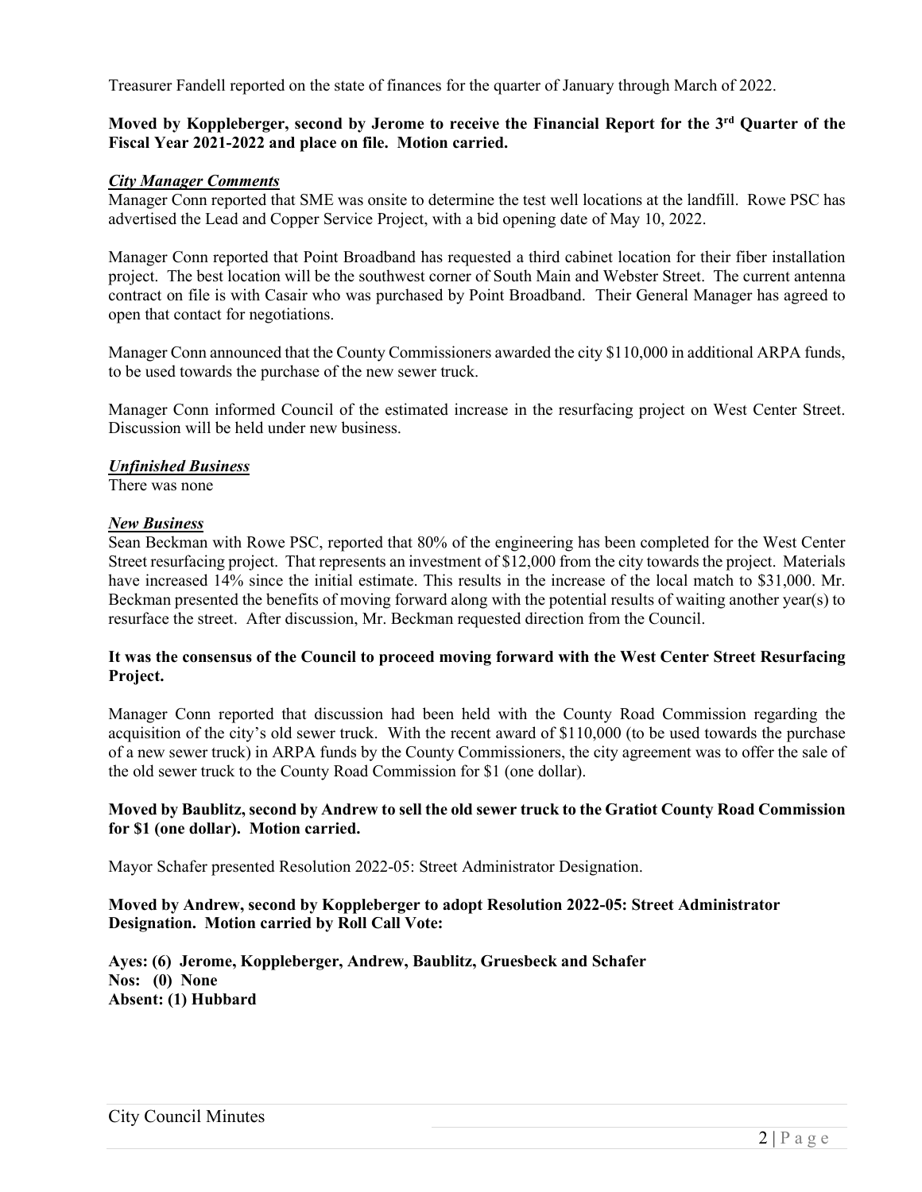Treasurer Fandell reported on the state of finances for the quarter of January through March of 2022.

**Moved by Koppleberger, second by Jerome to receive the Financial Report for the 3rd Quarter of the Fiscal Year 2021-2022 and place on file. Motion carried.**

***City Manager Comments***

Manager Conn reported that SME was onsite to determine the test well locations at the landfill. Rowe PSC has advertised the Lead and Copper Service Project, with a bid opening date of May 10, 2022.

Manager Conn reported that Point Broadband has requested a third cabinet location for their fiber installation project. The best location will be the southwest corner of South Main and Webster Street. The current antenna contract on file is with Casair who was purchased by Point Broadband. Their General Manager has agreed to open that contact for negotiations.

Manager Conn announced that the County Commissioners awarded the city $110,000 in additional ARPA funds, to be used towards the purchase of the new sewer truck.

Manager Conn informed Council of the estimated increase in the resurfacing project on West Center Street. Discussion will be held under new business.

***Unfinished Business***

There was none

***New Business***

Sean Beckman with Rowe PSC, reported that 80% of the engineering has been completed for the West Center Street resurfacing project. That represents an investment of $12,000 from the city towards the project. Materials have increased 14% since the initial estimate. This results in the increase of the local match to $31,000. Mr. Beckman presented the benefits of moving forward along with the potential results of waiting another year(s) to resurface the street. After discussion, Mr. Beckman requested direction from the Council.

**It was the consensus of the Council to proceed moving forward with the West Center Street Resurfacing Project.**

Manager Conn reported that discussion had been held with the County Road Commission regarding the acquisition of the city's old sewer truck. With the recent award of $110,000 (to be used towards the purchase of a new sewer truck) in ARPA funds by the County Commissioners, the city agreement was to offer the sale of the old sewer truck to the County Road Commission for $1 (one dollar).

**Moved by Baublitz, second by Andrew to sell the old sewer truck to the Gratiot County Road Commission for $1 (one dollar). Motion carried.**

Mayor Schafer presented Resolution 2022-05: Street Administrator Designation.

**Moved by Andrew, second by Koppleberger to adopt Resolution 2022-05: Street Administrator Designation. Motion carried by Roll Call Vote:**

**Ayes: (6) Jerome, Koppleberger, Andrew, Baublitz, Gruesbeck and Schafer**
**Nos: (0) None**
**Absent: (1) Hubbard**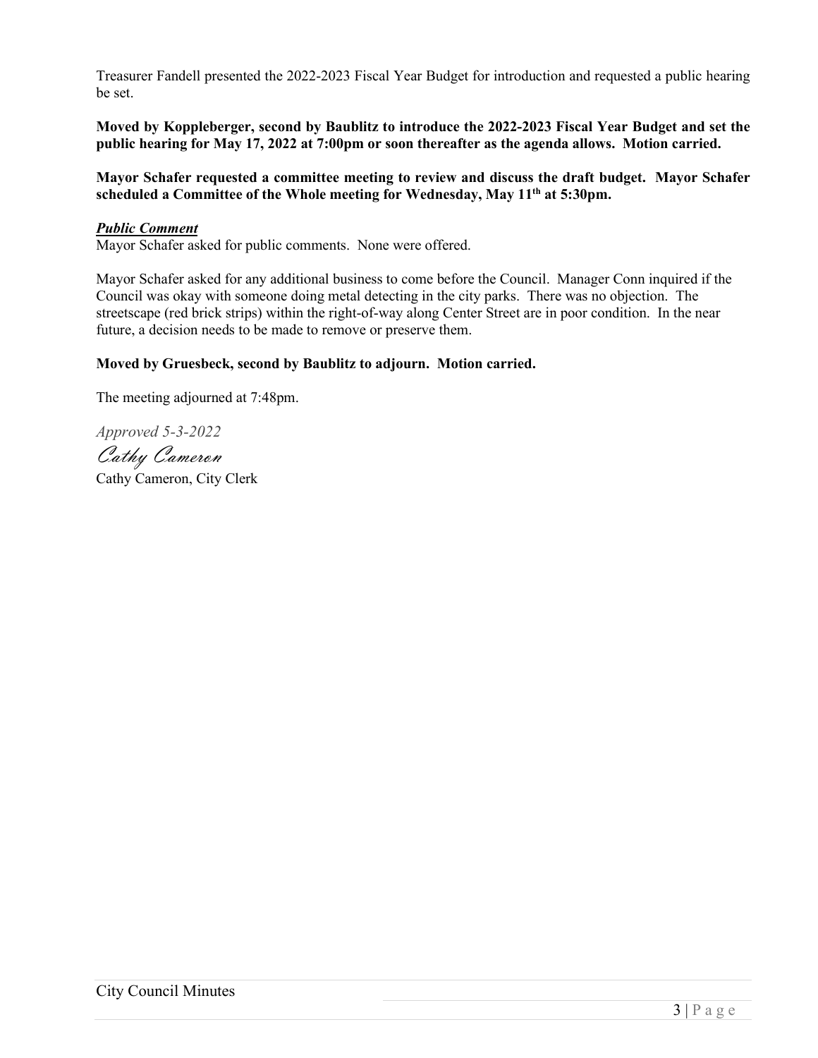Treasurer Fandell presented the 2022-2023 Fiscal Year Budget for introduction and requested a public hearing be set.

**Moved by Koppleberger, second by Baublitz to introduce the 2022-2023 Fiscal Year Budget and set the public hearing for May 17, 2022 at 7:00pm or soon thereafter as the agenda allows. Motion carried.**

**Mayor Schafer requested a committee meeting to review and discuss the draft budget. Mayor Schafer scheduled a Committee of the Whole meeting for Wednesday, May 11th at 5:30pm.**

***Public Comment***

Mayor Schafer asked for public comments. None were offered.

Mayor Schafer asked for any additional business to come before the Council. Manager Conn inquired if the Council was okay with someone doing metal detecting in the city parks. There was no objection. The streetscape (red brick strips) within the right-of-way along Center Street are in poor condition. In the near future, a decision needs to be made to remove or preserve them.

**Moved by Gruesbeck, second by Baublitz to adjourn. Motion carried.**

The meeting adjourned at 7:48pm.

*Approved 5-3-2022*

*Cathy Cameron*

Cathy Cameron, City Clerk